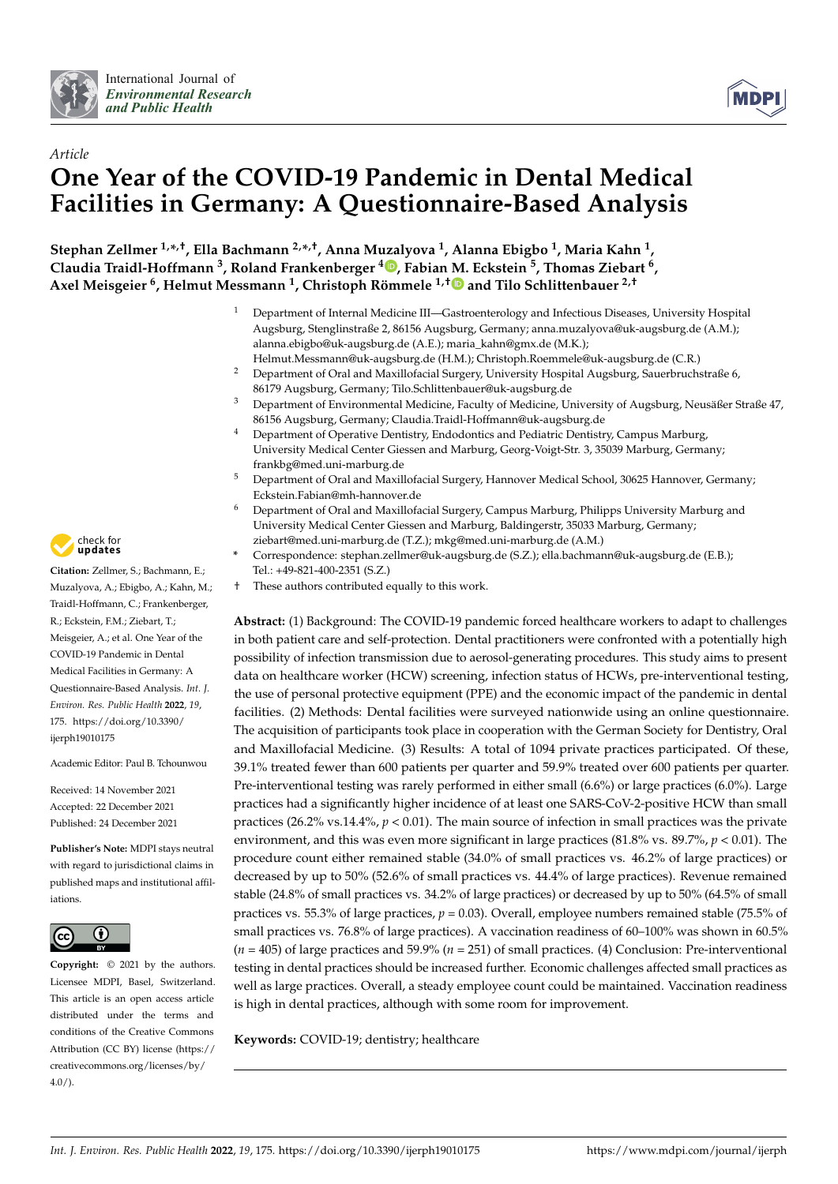Article

# One Year of the COVID-19 Pandemic in Dental Medical Facilities in Germany: A Questionnaire-Based Analysis

**Stephan Zellmer [1,*,†], Ella Bachmann [2,*,†], Anna Muzalyova [1], Alanna Ebigbo [1], Maria Kahn [1], Claudia Traidl-Hoffmann [3], Roland Frankenberger [4], Fabian M. Eckstein [5], Thomas Ziebart [6], Axel Meisgeier [6], Helmut Messmann [1], Christoph Römmele [1,†] and Tilo Schlittenbauer [2,†]**

[1] Department of Internal Medicine III—Gastroenterology and Infectious Diseases, University Hospital Augsburg, Stenglinstraße 2, 86156 Augsburg, Germany; anna.muzalyova@uk-augsburg.de (A.M.); alanna.ebigbo@uk-augsburg.de (A.E.); maria_kahn@gmx.de (M.K.); Helmut.Messmann@uk-augsburg.de (H.M.); Christoph.Roemmele@uk-augsburg.de (C.R.)

[2] Department of Oral and Maxillofacial Surgery, University Hospital Augsburg, Sauerbruchstraße 6, 86179 Augsburg, Germany; Tilo.Schlittenbauer@uk-augsburg.de

[3] Department of Environmental Medicine, Faculty of Medicine, University of Augsburg, Neusäßer Straße 47, 86156 Augsburg, Germany; Claudia.Traidl-Hoffmann@uk-augsburg.de

[4] Department of Operative Dentistry, Endodontics and Pediatric Dentistry, Campus Marburg, University Medical Center Giessen and Marburg, Georg-Voigt-Str. 3, 35039 Marburg, Germany; frankbg@med.uni-marburg.de

[5] Department of Oral and Maxillofacial Surgery, Hannover Medical School, 30625 Hannover, Germany; Eckstein.Fabian@mh-hannover.de

[6] Department of Oral and Maxillofacial Surgery, Campus Marburg, Philipps University Marburg and University Medical Center Giessen and Marburg, Baldingerstr, 35033 Marburg, Germany; ziebart@med.uni-marburg.de (T.Z.); mkg@med.uni-marburg.de (A.M.)

\* Correspondence: stephan.zellmer@uk-augsburg.de (S.Z.); ella.bachmann@uk-augsburg.de (E.B.); Tel.: +49-821-400-2351 (S.Z.)

† These authors contributed equally to this work.

**Citation:** Zellmer, S.; Bachmann, E.; Muzalyova, A.; Ebigbo, A.; Kahn, M.; Traidl-Hoffmann, C.; Frankenberger, R.; Eckstein, F.M.; Ziebart, T.; Meisgeier, A.; et al. One Year of the COVID-19 Pandemic in Dental Medical Facilities in Germany: A Questionnaire-Based Analysis. *Int. J. Environ. Res. Public Health* **2022**, *19*, 175. https://doi.org/10.3390/ijerph19010175

Academic Editor: Paul B. Tchounwou

Received: 14 November 2021
Accepted: 22 December 2021
Published: 24 December 2021

**Publisher's Note:** MDPI stays neutral with regard to jurisdictional claims in published maps and institutional affiliations.

**Copyright:** © 2021 by the authors. Licensee MDPI, Basel, Switzerland. This article is an open access article distributed under the terms and conditions of the Creative Commons Attribution (CC BY) license (https://creativecommons.org/licenses/by/4.0/).

**Abstract:** (1) Background: The COVID-19 pandemic forced healthcare workers to adapt to challenges in both patient care and self-protection. Dental practitioners were confronted with a potentially high possibility of infection transmission due to aerosol-generating procedures. This study aims to present data on healthcare worker (HCW) screening, infection status of HCWs, pre-interventional testing, the use of personal protective equipment (PPE) and the economic impact of the pandemic in dental facilities. (2) Methods: Dental facilities were surveyed nationwide using an online questionnaire. The acquisition of participants took place in cooperation with the German Society for Dentistry, Oral and Maxillofacial Medicine. (3) Results: A total of 1094 private practices participated. Of these, 39.1% treated fewer than 600 patients per quarter and 59.9% treated over 600 patients per quarter. Pre-interventional testing was rarely performed in either small (6.6%) or large practices (6.0%). Large practices had a significantly higher incidence of at least one SARS-CoV-2-positive HCW than small practices (26.2% vs.14.4%, $p < 0.01$). The main source of infection in small practices was the private environment, and this was even more significant in large practices (81.8% vs. 89.7%, $p < 0.01$). The procedure count either remained stable (34.0% of small practices vs. 46.2% of large practices) or decreased by up to 50% (52.6% of small practices vs. 44.4% of large practices). Revenue remained stable (24.8% of small practices vs. 34.2% of large practices) or decreased by up to 50% (64.5% of small practices vs. 55.3% of large practices, $p = 0.03$). Overall, employee numbers remained stable (75.5% of small practices vs. 76.8% of large practices). A vaccination readiness of 60–100% was shown in 60.5% ($n = 405$) of large practices and 59.9% ($n = 251$) of small practices. (4) Conclusion: Pre-interventional testing in dental practices should be increased further. Economic challenges affected small practices as well as large practices. Overall, a steady employee count could be maintained. Vaccination readiness is high in dental practices, although with some room for improvement.

**Keywords:** COVID-19; dentistry; healthcare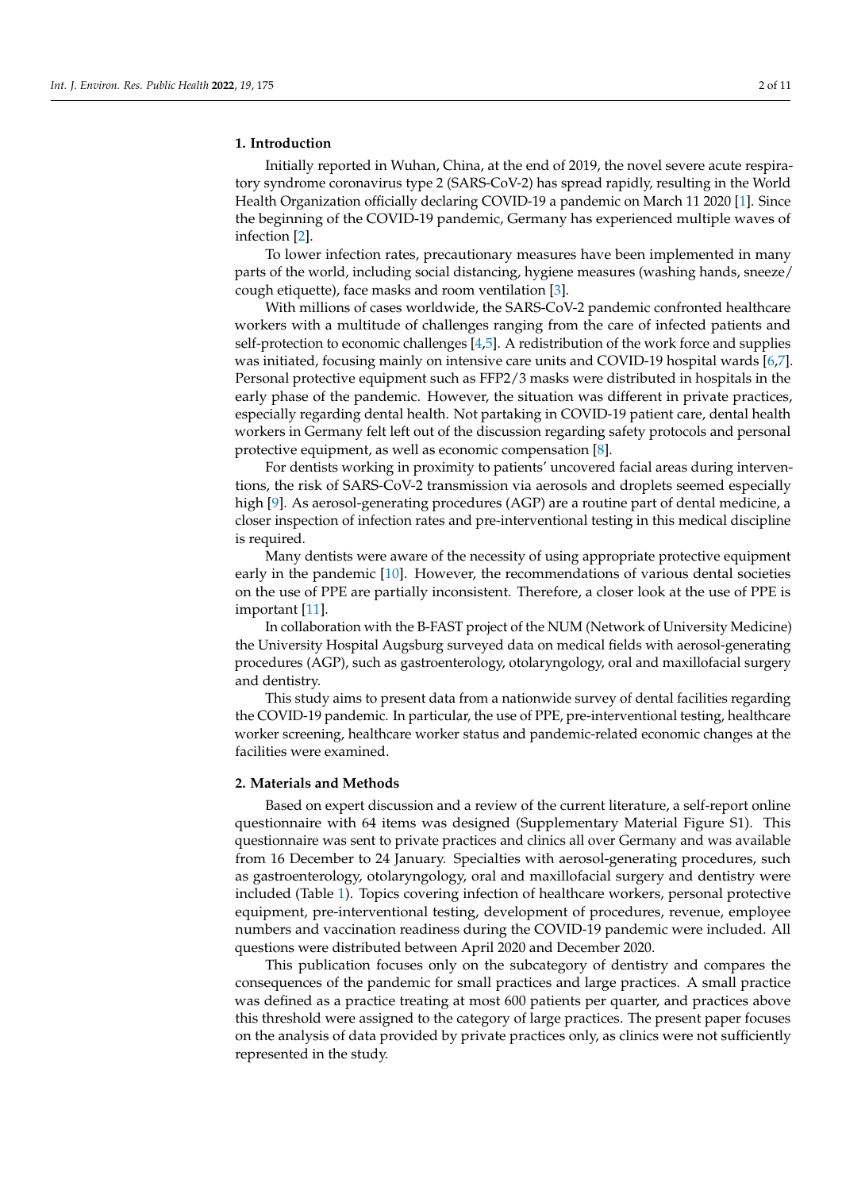## 1. Introduction

Initially reported in Wuhan, China, at the end of 2019, the novel severe acute respiratory syndrome coronavirus type 2 (SARS-CoV-2) has spread rapidly, resulting in the World Health Organization officially declaring COVID-19 a pandemic on March 11 2020 [1]. Since the beginning of the COVID-19 pandemic, Germany has experienced multiple waves of infection [2].

To lower infection rates, precautionary measures have been implemented in many parts of the world, including social distancing, hygiene measures (washing hands, sneeze/cough etiquette), face masks and room ventilation [3].

With millions of cases worldwide, the SARS-CoV-2 pandemic confronted healthcare workers with a multitude of challenges ranging from the care of infected patients and self-protection to economic challenges [4,5]. A redistribution of the work force and supplies was initiated, focusing mainly on intensive care units and COVID-19 hospital wards [6,7]. Personal protective equipment such as FFP2/3 masks were distributed in hospitals in the early phase of the pandemic. However, the situation was different in private practices, especially regarding dental health. Not partaking in COVID-19 patient care, dental health workers in Germany felt left out of the discussion regarding safety protocols and personal protective equipment, as well as economic compensation [8].

For dentists working in proximity to patients' uncovered facial areas during interventions, the risk of SARS-CoV-2 transmission via aerosols and droplets seemed especially high [9]. As aerosol-generating procedures (AGP) are a routine part of dental medicine, a closer inspection of infection rates and pre-interventional testing in this medical discipline is required.

Many dentists were aware of the necessity of using appropriate protective equipment early in the pandemic [10]. However, the recommendations of various dental societies on the use of PPE are partially inconsistent. Therefore, a closer look at the use of PPE is important [11].

In collaboration with the B-FAST project of the NUM (Network of University Medicine) the University Hospital Augsburg surveyed data on medical fields with aerosol-generating procedures (AGP), such as gastroenterology, otolaryngology, oral and maxillofacial surgery and dentistry.

This study aims to present data from a nationwide survey of dental facilities regarding the COVID-19 pandemic. In particular, the use of PPE, pre-interventional testing, healthcare worker screening, healthcare worker status and pandemic-related economic changes at the facilities were examined.

## 2. Materials and Methods

Based on expert discussion and a review of the current literature, a self-report online questionnaire with 64 items was designed (Supplementary Material Figure S1). This questionnaire was sent to private practices and clinics all over Germany and was available from 16 December to 24 January. Specialties with aerosol-generating procedures, such as gastroenterology, otolaryngology, oral and maxillofacial surgery and dentistry were included (Table 1). Topics covering infection of healthcare workers, personal protective equipment, pre-interventional testing, development of procedures, revenue, employee numbers and vaccination readiness during the COVID-19 pandemic were included. All questions were distributed between April 2020 and December 2020.

This publication focuses only on the subcategory of dentistry and compares the consequences of the pandemic for small practices and large practices. A small practice was defined as a practice treating at most 600 patients per quarter, and practices above this threshold were assigned to the category of large practices. The present paper focuses on the analysis of data provided by private practices only, as clinics were not sufficiently represented in the study.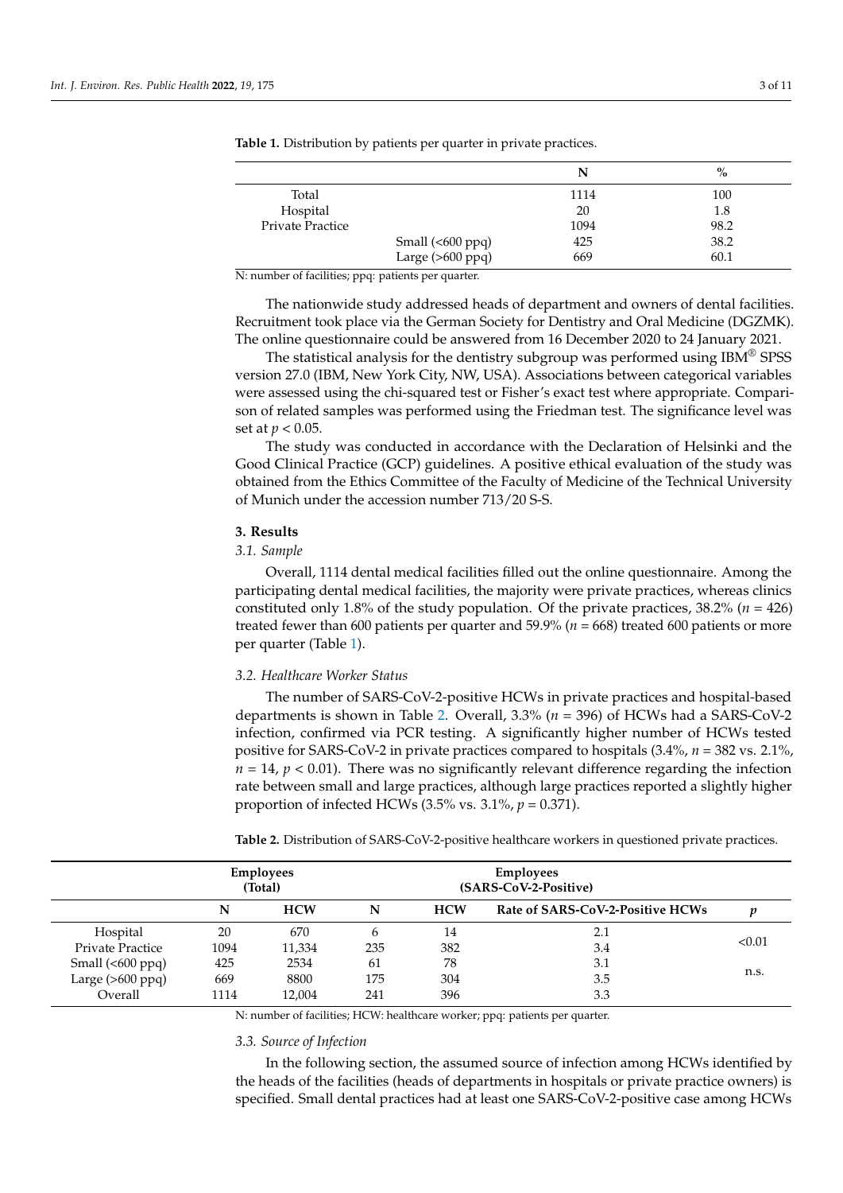**Table 1.** Distribution by patients per quarter in private practices.

| | | N | % |
|---|---|---|---|
| Total | | 1114 | 100 |
| Hospital | | 20 | 1.8 |
| Private Practice | | 1094 | 98.2 |
| | Small (<600 ppq) | 425 | 38.2 |
| | Large (>600 ppq) | 669 | 60.1 |

N: number of facilities; ppq: patients per quarter.

The nationwide study addressed heads of department and owners of dental facilities. Recruitment took place via the German Society for Dentistry and Oral Medicine (DGZMK). The online questionnaire could be answered from 16 December 2020 to 24 January 2021.

The statistical analysis for the dentistry subgroup was performed using IBM® SPSS version 27.0 (IBM, New York City, NW, USA). Associations between categorical variables were assessed using the chi-squared test or Fisher's exact test where appropriate. Comparison of related samples was performed using the Friedman test. The significance level was set at $p < 0.05$.

The study was conducted in accordance with the Declaration of Helsinki and the Good Clinical Practice (GCP) guidelines. A positive ethical evaluation of the study was obtained from the Ethics Committee of the Faculty of Medicine of the Technical University of Munich under the accession number 713/20 S-S.

## 3. Results

### 3.1. Sample

Overall, 1114 dental medical facilities filled out the online questionnaire. Among the participating dental medical facilities, the majority were private practices, whereas clinics constituted only 1.8% of the study population. Of the private practices, 38.2% ($n$ = 426) treated fewer than 600 patients per quarter and 59.9% ($n$ = 668) treated 600 patients or more per quarter (Table 1).

### 3.2. Healthcare Worker Status

The number of SARS-CoV-2-positive HCWs in private practices and hospital-based departments is shown in Table 2. Overall, 3.3% ($n$ = 396) of HCWs had a SARS-CoV-2 infection, confirmed via PCR testing. A significantly higher number of HCWs tested positive for SARS-CoV-2 in private practices compared to hospitals (3.4%, $n$ = 382 vs. 2.1%, $n$ = 14, $p < 0.01$). There was no significantly relevant difference regarding the infection rate between small and large practices, although large practices reported a slightly higher proportion of infected HCWs (3.5% vs. 3.1%, $p$ = 0.371).

**Table 2.** Distribution of SARS-CoV-2-positive healthcare workers in questioned private practices.

| | Employees (Total) | | Employees (SARS-CoV-2-Positive) | | | |
|---|---|---|---|---|---|---|
| | N | HCW | N | HCW | Rate of SARS-CoV-2-Positive HCWs | $p$ |
| Hospital | 20 | 670 | 6 | 14 | 2.1 | <0.01 |
| Private Practice | 1094 | 11,334 | 235 | 382 | 3.4 | |
| Small (<600 ppq) | 425 | 2534 | 61 | 78 | 3.1 | n.s. |
| Large (>600 ppq) | 669 | 8800 | 175 | 304 | 3.5 | |
| Overall | 1114 | 12,004 | 241 | 396 | 3.3 | |

N: number of facilities; HCW: healthcare worker; ppq: patients per quarter.

### 3.3. Source of Infection

In the following section, the assumed source of infection among HCWs identified by the heads of the facilities (heads of departments in hospitals or private practice owners) is specified. Small dental practices had at least one SARS-CoV-2-positive case among HCWs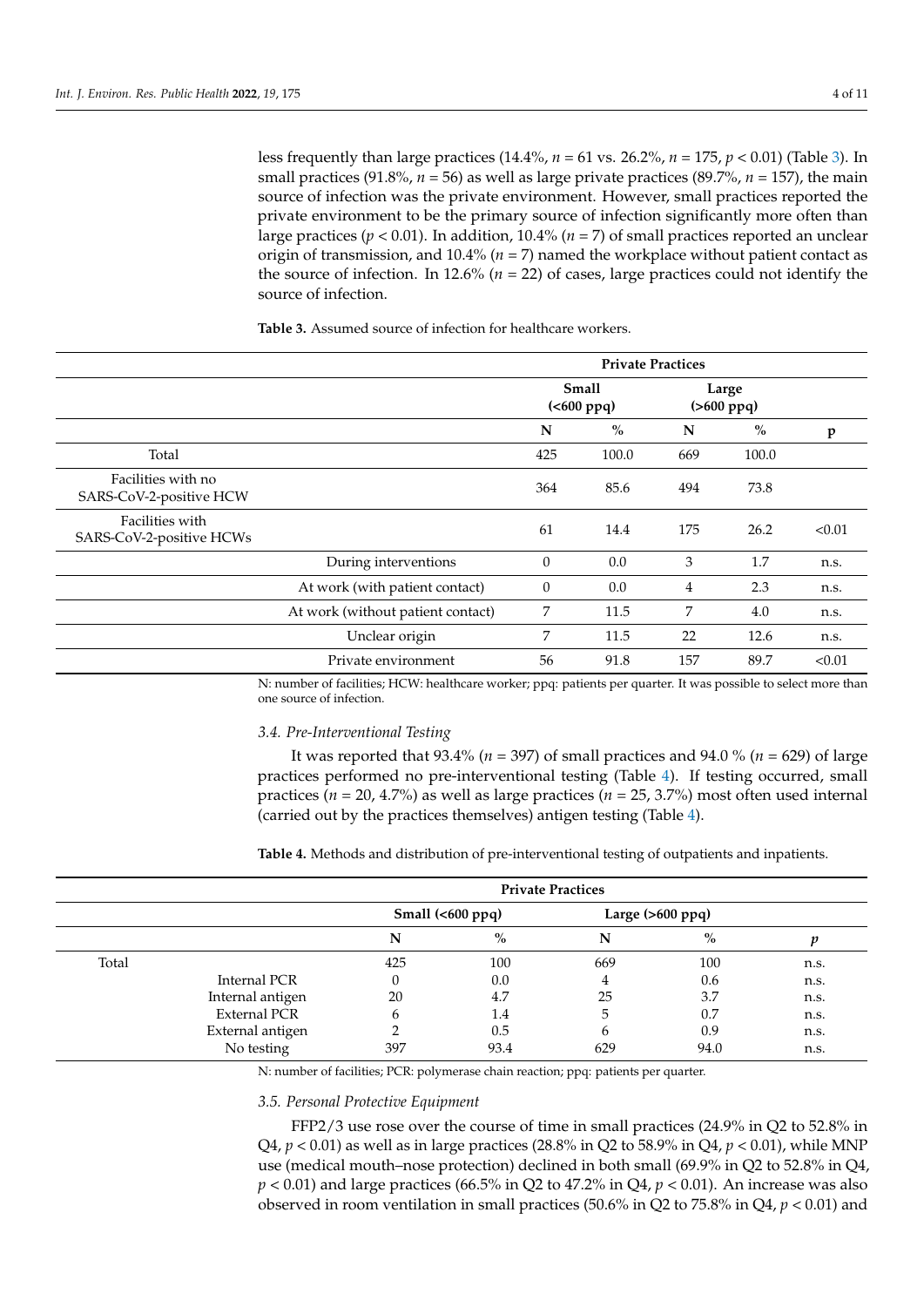less frequently than large practices (14.4%, $n = 61$ vs. 26.2%, $n = 175$, $p < 0.01$) (Table 3). In small practices (91.8%, $n = 56$) as well as large private practices (89.7%, $n = 157$), the main source of infection was the private environment. However, small practices reported the private environment to be the primary source of infection significantly more often than large practices ($p < 0.01$). In addition, 10.4% ($n = 7$) of small practices reported an unclear origin of transmission, and 10.4% ($n = 7$) named the workplace without patient contact as the source of infection. In 12.6% ($n = 22$) of cases, large practices could not identify the source of infection.

**Table 3.** Assumed source of infection for healthcare workers.

| | | Private Practices | | | | |
|---|---|---|---|---|---|---|
| | | **Small (<600 ppq)** | | **Large (>600 ppq)** | | |
| | | **N** | **%** | **N** | **%** | **p** |
| Total | | 425 | 100.0 | 669 | 100.0 | |
| Facilities with no SARS-CoV-2-positive HCW | | 364 | 85.6 | 494 | 73.8 | |
| Facilities with SARS-CoV-2-positive HCWs | | 61 | 14.4 | 175 | 26.2 | <0.01 |
| | During interventions | 0 | 0.0 | 3 | 1.7 | n.s. |
| | At work (with patient contact) | 0 | 0.0 | 4 | 2.3 | n.s. |
| | At work (without patient contact) | 7 | 11.5 | 7 | 4.0 | n.s. |
| | Unclear origin | 7 | 11.5 | 22 | 12.6 | n.s. |
| | Private environment | 56 | 91.8 | 157 | 89.7 | <0.01 |

N: number of facilities; HCW: healthcare worker; ppq: patients per quarter. It was possible to select more than one source of infection.

### 3.4. Pre-Interventional Testing

It was reported that 93.4% ($n = 397$) of small practices and 94.0 % ($n = 629$) of large practices performed no pre-interventional testing (Table 4). If testing occurred, small practices ($n = 20$, 4.7%) as well as large practices ($n = 25$, 3.7%) most often used internal (carried out by the practices themselves) antigen testing (Table 4).

**Table 4.** Methods and distribution of pre-interventional testing of outpatients and inpatients.

| | | Private Practices | | | | |
|---|---|---|---|---|---|---|
| | | **Small (<600 ppq)** | | **Large (>600 ppq)** | | |
| | | **N** | **%** | **N** | **%** | ***p*** |
| Total | | 425 | 100 | 669 | 100 | n.s. |
| | Internal PCR | 0 | 0.0 | 4 | 0.6 | n.s. |
| | Internal antigen | 20 | 4.7 | 25 | 3.7 | n.s. |
| | External PCR | 6 | 1.4 | 5 | 0.7 | n.s. |
| | External antigen | 2 | 0.5 | 6 | 0.9 | n.s. |
| | No testing | 397 | 93.4 | 629 | 94.0 | n.s. |

N: number of facilities; PCR: polymerase chain reaction; ppq: patients per quarter.

### 3.5. Personal Protective Equipment

FFP2/3 use rose over the course of time in small practices (24.9% in Q2 to 52.8% in Q4, $p < 0.01$) as well as in large practices (28.8% in Q2 to 58.9% in Q4, $p < 0.01$), while MNP use (medical mouth–nose protection) declined in both small (69.9% in Q2 to 52.8% in Q4, $p < 0.01$) and large practices (66.5% in Q2 to 47.2% in Q4, $p < 0.01$). An increase was also observed in room ventilation in small practices (50.6% in Q2 to 75.8% in Q4, $p < 0.01$) and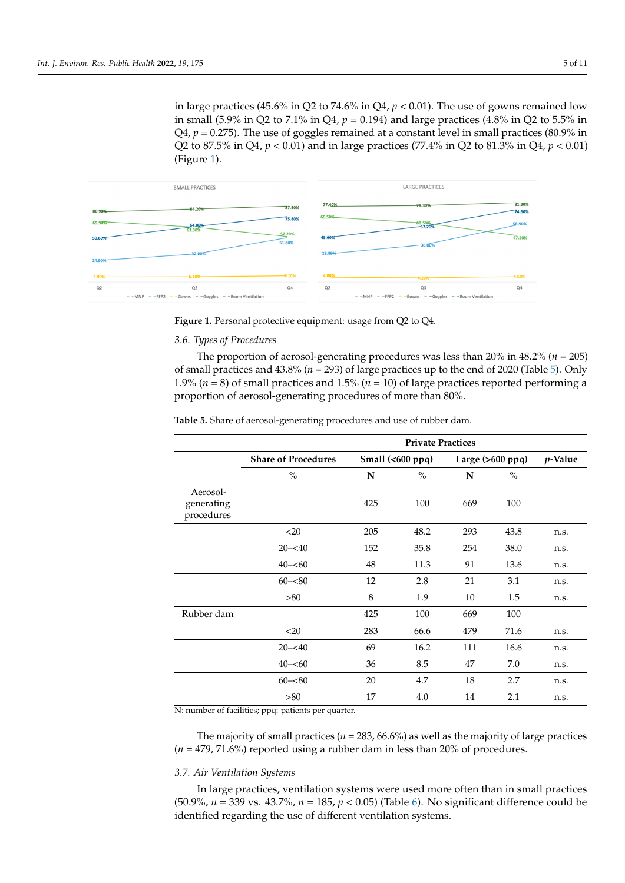in large practices (45.6% in Q2 to 74.6% in Q4, $p < 0.01$). The use of gowns remained low in small (5.9% in Q2 to 7.1% in Q4, $p = 0.194$) and large practices (4.8% in Q2 to 5.5% in Q4, $p = 0.275$). The use of goggles remained at a constant level in small practices (80.9% in Q2 to 87.5% in Q4, $p < 0.01$) and in large practices (77.4% in Q2 to 81.3% in Q4, $p < 0.01$) (Figure 1).

**Figure 1.** Personal protective equipment: usage from Q2 to Q4.

### *3.6. Types of Procedures*

The proportion of aerosol-generating procedures was less than 20% in 48.2% ($n = 205$) of small practices and 43.8% ($n = 293$) of large practices up to the end of 2020 (Table 5). Only 1.9% ($n = 8$) of small practices and 1.5% ($n = 10$) of large practices reported performing a proportion of aerosol-generating procedures of more than 80%.

**Table 5.** Share of aerosol-generating procedures and use of rubber dam.

| | Private Practices | | | | | |
|---|---|---|---|---|---|---|
| | Share of Procedures | Small (<600 ppq) | | Large (>600 ppq) | | *p*-Value |
| | % | N | % | N | % | |
| Aerosol-generating procedures | | 425 | 100 | 669 | 100 | |
| | <20 | 205 | 48.2 | 293 | 43.8 | n.s. |
| | 20–<40 | 152 | 35.8 | 254 | 38.0 | n.s. |
| | 40–<60 | 48 | 11.3 | 91 | 13.6 | n.s. |
| | 60–<80 | 12 | 2.8 | 21 | 3.1 | n.s. |
| | >80 | 8 | 1.9 | 10 | 1.5 | n.s. |
| Rubber dam | | 425 | 100 | 669 | 100 | |
| | <20 | 283 | 66.6 | 479 | 71.6 | n.s. |
| | 20–<40 | 69 | 16.2 | 111 | 16.6 | n.s. |
| | 40–<60 | 36 | 8.5 | 47 | 7.0 | n.s. |
| | 60–<80 | 20 | 4.7 | 18 | 2.7 | n.s. |
| | >80 | 17 | 4.0 | 14 | 2.1 | n.s. |

N: number of facilities; ppq: patients per quarter.

The majority of small practices ($n = 283$, 66.6%) as well as the majority of large practices ($n = 479$, 71.6%) reported using a rubber dam in less than 20% of procedures.

### *3.7. Air Ventilation Systems*

In large practices, ventilation systems were used more often than in small practices (50.9%, $n = 339$ vs. 43.7%, $n = 185$, $p < 0.05$) (Table 6). No significant difference could be identified regarding the use of different ventilation systems.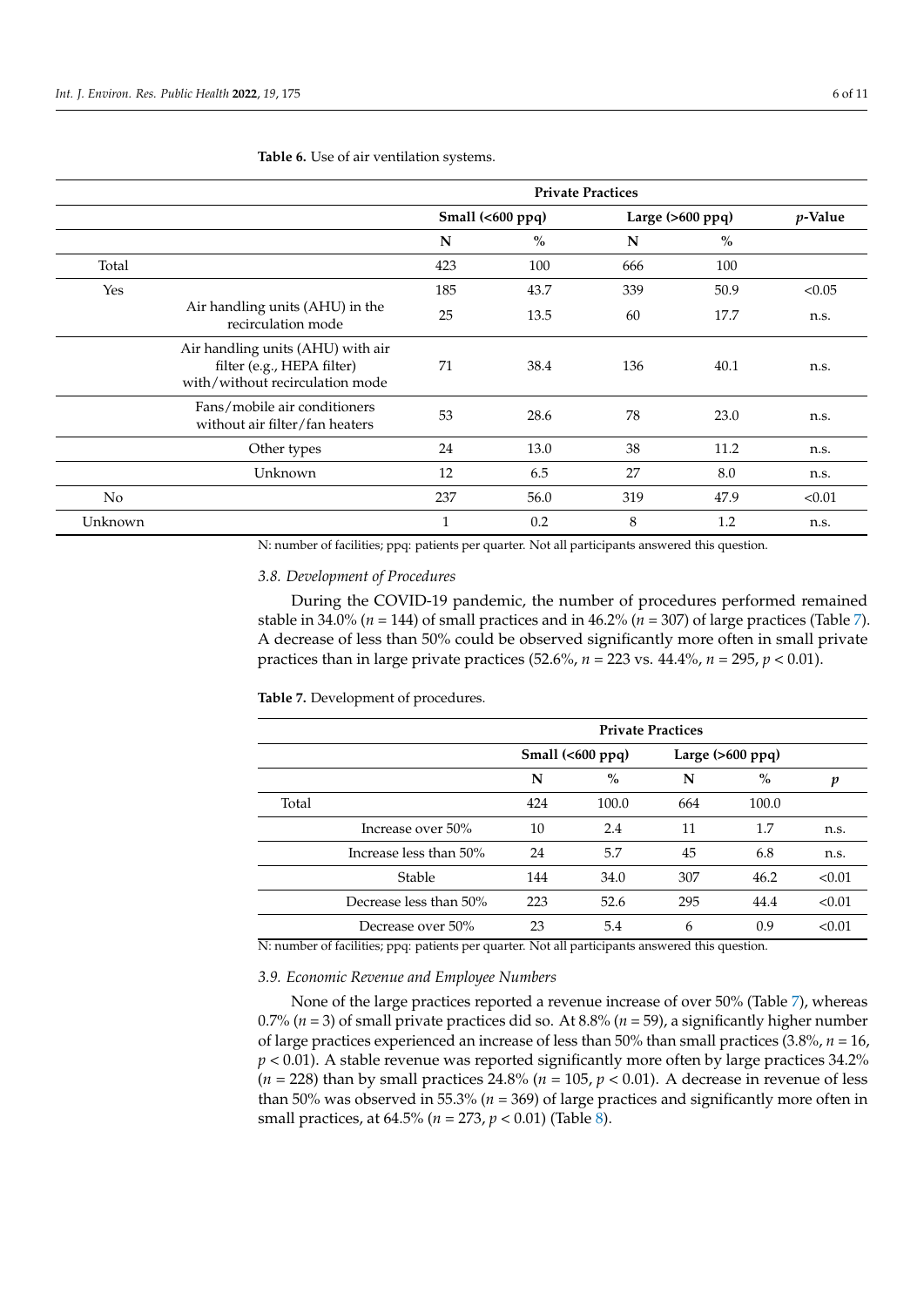**Table 6.** Use of air ventilation systems.

| | | Private Practices | | | | |
|---|---|---|---|---|---|---|
| | | Small (<600 ppq) | | Large (>600 ppq) | | *p*-Value |
| | | N | % | N | % | |
| Total | | 423 | 100 | 666 | 100 | |
| Yes | | 185 | 43.7 | 339 | 50.9 | <0.05 |
| | Air handling units (AHU) in the recirculation mode | 25 | 13.5 | 60 | 17.7 | n.s. |
| | Air handling units (AHU) with air filter (e.g., HEPA filter) with/without recirculation mode | 71 | 38.4 | 136 | 40.1 | n.s. |
| | Fans/mobile air conditioners without air filter/fan heaters | 53 | 28.6 | 78 | 23.0 | n.s. |
| | Other types | 24 | 13.0 | 38 | 11.2 | n.s. |
| | Unknown | 12 | 6.5 | 27 | 8.0 | n.s. |
| No | | 237 | 56.0 | 319 | 47.9 | <0.01 |
| Unknown | | 1 | 0.2 | 8 | 1.2 | n.s. |

N: number of facilities; ppq: patients per quarter. Not all participants answered this question.

### 3.8. Development of Procedures

During the COVID-19 pandemic, the number of procedures performed remained stable in 34.0% ($n = 144$) of small practices and in 46.2% ($n = 307$) of large practices (Table 7). A decrease of less than 50% could be observed significantly more often in small private practices than in large private practices (52.6%, $n = 223$ vs. 44.4%, $n = 295$, $p < 0.01$).

**Table 7.** Development of procedures.

| | | Private Practices | | | | |
|---|---|---|---|---|---|---|
| | | Small (<600 ppq) | | Large (>600 ppq) | | |
| | | N | % | N | % | *p* |
| Total | | 424 | 100.0 | 664 | 100.0 | |
| | Increase over 50% | 10 | 2.4 | 11 | 1.7 | n.s. |
| | Increase less than 50% | 24 | 5.7 | 45 | 6.8 | n.s. |
| | Stable | 144 | 34.0 | 307 | 46.2 | <0.01 |
| | Decrease less than 50% | 223 | 52.6 | 295 | 44.4 | <0.01 |
| | Decrease over 50% | 23 | 5.4 | 6 | 0.9 | <0.01 |

N: number of facilities; ppq: patients per quarter. Not all participants answered this question.

### 3.9. Economic Revenue and Employee Numbers

None of the large practices reported a revenue increase of over 50% (Table 7), whereas 0.7% ($n = 3$) of small private practices did so. At 8.8% ($n = 59$), a significantly higher number of large practices experienced an increase of less than 50% than small practices (3.8%, $n = 16$, $p < 0.01$). A stable revenue was reported significantly more often by large practices 34.2% ($n = 228$) than by small practices 24.8% ($n = 105$, $p < 0.01$). A decrease in revenue of less than 50% was observed in 55.3% ($n = 369$) of large practices and significantly more often in small practices, at 64.5% ($n = 273$, $p < 0.01$) (Table 8).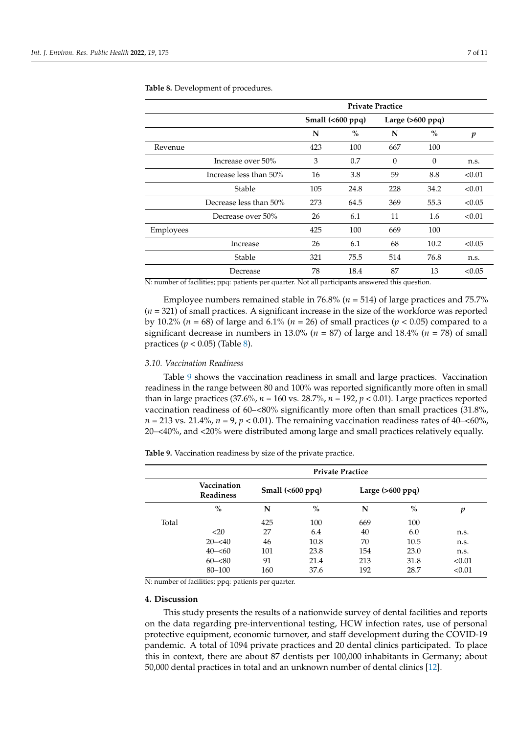**Table 8.** Development of procedures.

| | | Private Practice | | | | |
|---|---|---|---|---|---|---|
| | | Small (<600 ppq) | | Large (>600 ppq) | | |
| | | N | % | N | % | $p$ |
| Revenue | | 423 | 100 | 667 | 100 | |
| | Increase over 50% | 3 | 0.7 | 0 | 0 | n.s. |
| | Increase less than 50% | 16 | 3.8 | 59 | 8.8 | <0.01 |
| | Stable | 105 | 24.8 | 228 | 34.2 | <0.01 |
| | Decrease less than 50% | 273 | 64.5 | 369 | 55.3 | <0.05 |
| | Decrease over 50% | 26 | 6.1 | 11 | 1.6 | <0.01 |
| Employees | | 425 | 100 | 669 | 100 | |
| | Increase | 26 | 6.1 | 68 | 10.2 | <0.05 |
| | Stable | 321 | 75.5 | 514 | 76.8 | n.s. |
| | Decrease | 78 | 18.4 | 87 | 13 | <0.05 |

N: number of facilities; ppq: patients per quarter. Not all participants answered this question.

Employee numbers remained stable in 76.8% ($n$ = 514) of large practices and 75.7% ($n$ = 321) of small practices. A significant increase in the size of the workforce was reported by 10.2% ($n$ = 68) of large and 6.1% ($n$ = 26) of small practices ($p < 0.05$) compared to a significant decrease in numbers in 13.0% ($n$ = 87) of large and 18.4% ($n$ = 78) of small practices ($p < 0.05$) (Table 8).

### 3.10. Vaccination Readiness

Table 9 shows the vaccination readiness in small and large practices. Vaccination readiness in the range between 80 and 100% was reported significantly more often in small than in large practices (37.6%, $n$ = 160 vs. 28.7%, $n$ = 192, $p < 0.01$). Large practices reported vaccination readiness of 60–<80% significantly more often than small practices (31.8%, $n$ = 213 vs. 21.4%, $n$ = 9, $p < 0.01$). The remaining vaccination readiness rates of 40–<60%, 20–<40%, and <20% were distributed among large and small practices relatively equally.

**Table 9.** Vaccination readiness by size of the private practice.

| | Private Practice | | | | | |
|---|---|---|---|---|---|---|
| | Vaccination Readiness | Small (<600 ppq) | | Large (>600 ppq) | | |
| | % | N | % | N | % | $p$ |
| Total | | 425 | 100 | 669 | 100 | |
| | <20 | 27 | 6.4 | 40 | 6.0 | n.s. |
| | 20–<40 | 46 | 10.8 | 70 | 10.5 | n.s. |
| | 40–<60 | 101 | 23.8 | 154 | 23.0 | n.s. |
| | 60–<80 | 91 | 21.4 | 213 | 31.8 | <0.01 |
| | 80–100 | 160 | 37.6 | 192 | 28.7 | <0.01 |

N: number of facilities; ppq: patients per quarter.

## 4. Discussion

This study presents the results of a nationwide survey of dental facilities and reports on the data regarding pre-interventional testing, HCW infection rates, use of personal protective equipment, economic turnover, and staff development during the COVID-19 pandemic. A total of 1094 private practices and 20 dental clinics participated. To place this in context, there are about 87 dentists per 100,000 inhabitants in Germany; about 50,000 dental practices in total and an unknown number of dental clinics [12].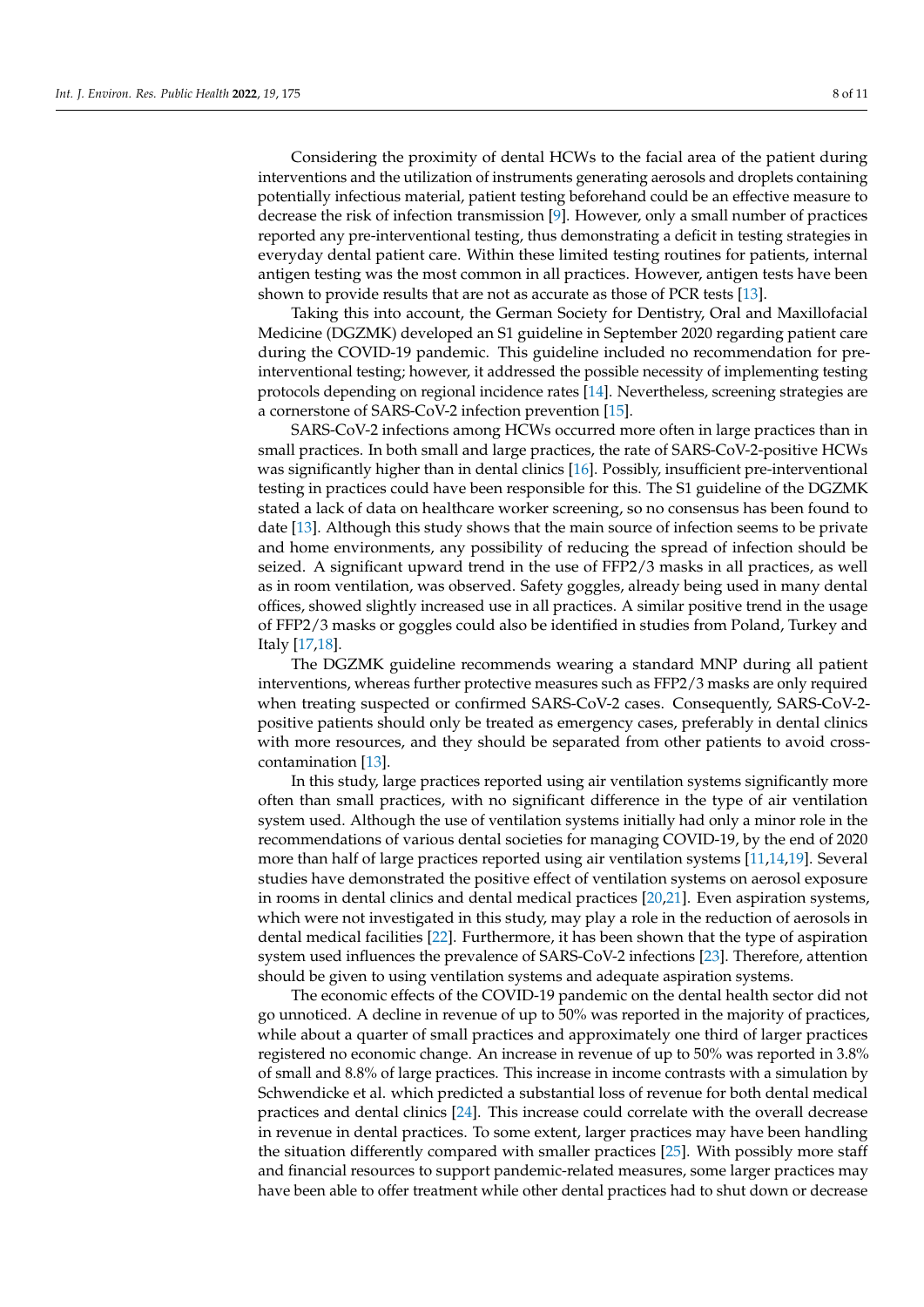Considering the proximity of dental HCWs to the facial area of the patient during interventions and the utilization of instruments generating aerosols and droplets containing potentially infectious material, patient testing beforehand could be an effective measure to decrease the risk of infection transmission [9]. However, only a small number of practices reported any pre-interventional testing, thus demonstrating a deficit in testing strategies in everyday dental patient care. Within these limited testing routines for patients, internal antigen testing was the most common in all practices. However, antigen tests have been shown to provide results that are not as accurate as those of PCR tests [13].

Taking this into account, the German Society for Dentistry, Oral and Maxillofacial Medicine (DGZMK) developed an S1 guideline in September 2020 regarding patient care during the COVID-19 pandemic. This guideline included no recommendation for pre-interventional testing; however, it addressed the possible necessity of implementing testing protocols depending on regional incidence rates [14]. Nevertheless, screening strategies are a cornerstone of SARS-CoV-2 infection prevention [15].

SARS-CoV-2 infections among HCWs occurred more often in large practices than in small practices. In both small and large practices, the rate of SARS-CoV-2-positive HCWs was significantly higher than in dental clinics [16]. Possibly, insufficient pre-interventional testing in practices could have been responsible for this. The S1 guideline of the DGZMK stated a lack of data on healthcare worker screening, so no consensus has been found to date [13]. Although this study shows that the main source of infection seems to be private and home environments, any possibility of reducing the spread of infection should be seized. A significant upward trend in the use of FFP2/3 masks in all practices, as well as in room ventilation, was observed. Safety goggles, already being used in many dental offices, showed slightly increased use in all practices. A similar positive trend in the usage of FFP2/3 masks or goggles could also be identified in studies from Poland, Turkey and Italy [17,18].

The DGZMK guideline recommends wearing a standard MNP during all patient interventions, whereas further protective measures such as FFP2/3 masks are only required when treating suspected or confirmed SARS-CoV-2 cases. Consequently, SARS-CoV-2-positive patients should only be treated as emergency cases, preferably in dental clinics with more resources, and they should be separated from other patients to avoid cross-contamination [13].

In this study, large practices reported using air ventilation systems significantly more often than small practices, with no significant difference in the type of air ventilation system used. Although the use of ventilation systems initially had only a minor role in the recommendations of various dental societies for managing COVID-19, by the end of 2020 more than half of large practices reported using air ventilation systems [11,14,19]. Several studies have demonstrated the positive effect of ventilation systems on aerosol exposure in rooms in dental clinics and dental medical practices [20,21]. Even aspiration systems, which were not investigated in this study, may play a role in the reduction of aerosols in dental medical facilities [22]. Furthermore, it has been shown that the type of aspiration system used influences the prevalence of SARS-CoV-2 infections [23]. Therefore, attention should be given to using ventilation systems and adequate aspiration systems.

The economic effects of the COVID-19 pandemic on the dental health sector did not go unnoticed. A decline in revenue of up to 50% was reported in the majority of practices, while about a quarter of small practices and approximately one third of larger practices registered no economic change. An increase in revenue of up to 50% was reported in 3.8% of small and 8.8% of large practices. This increase in income contrasts with a simulation by Schwendicke et al. which predicted a substantial loss of revenue for both dental medical practices and dental clinics [24]. This increase could correlate with the overall decrease in revenue in dental practices. To some extent, larger practices may have been handling the situation differently compared with smaller practices [25]. With possibly more staff and financial resources to support pandemic-related measures, some larger practices may have been able to offer treatment while other dental practices had to shut down or decrease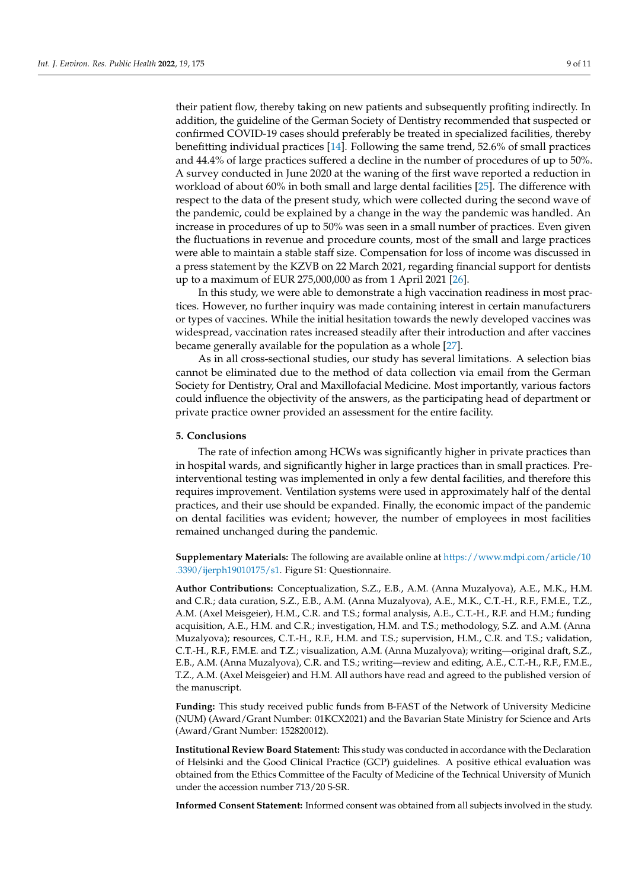their patient flow, thereby taking on new patients and subsequently profiting indirectly. In addition, the guideline of the German Society of Dentistry recommended that suspected or confirmed COVID-19 cases should preferably be treated in specialized facilities, thereby benefitting individual practices [14]. Following the same trend, 52.6% of small practices and 44.4% of large practices suffered a decline in the number of procedures of up to 50%. A survey conducted in June 2020 at the waning of the first wave reported a reduction in workload of about 60% in both small and large dental facilities [25]. The difference with respect to the data of the present study, which were collected during the second wave of the pandemic, could be explained by a change in the way the pandemic was handled. An increase in procedures of up to 50% was seen in a small number of practices. Even given the fluctuations in revenue and procedure counts, most of the small and large practices were able to maintain a stable staff size. Compensation for loss of income was discussed in a press statement by the KZVB on 22 March 2021, regarding financial support for dentists up to a maximum of EUR 275,000,000 as from 1 April 2021 [26].

In this study, we were able to demonstrate a high vaccination readiness in most practices. However, no further inquiry was made containing interest in certain manufacturers or types of vaccines. While the initial hesitation towards the newly developed vaccines was widespread, vaccination rates increased steadily after their introduction and after vaccines became generally available for the population as a whole [27].

As in all cross-sectional studies, our study has several limitations. A selection bias cannot be eliminated due to the method of data collection via email from the German Society for Dentistry, Oral and Maxillofacial Medicine. Most importantly, various factors could influence the objectivity of the answers, as the participating head of department or private practice owner provided an assessment for the entire facility.

## 5. Conclusions

The rate of infection among HCWs was significantly higher in private practices than in hospital wards, and significantly higher in large practices than in small practices. Pre-interventional testing was implemented in only a few dental facilities, and therefore this requires improvement. Ventilation systems were used in approximately half of the dental practices, and their use should be expanded. Finally, the economic impact of the pandemic on dental facilities was evident; however, the number of employees in most facilities remained unchanged during the pandemic.

**Supplementary Materials:** The following are available online at https://www.mdpi.com/article/10.3390/ijerph19010175/s1. Figure S1: Questionnaire.

**Author Contributions:** Conceptualization, S.Z., E.B., A.M. (Anna Muzalyova), A.E., M.K., H.M. and C.R.; data curation, S.Z., E.B., A.M. (Anna Muzalyova), A.E., M.K., C.T.-H., R.F., F.M.E., T.Z., A.M. (Axel Meisgeier), H.M., C.R. and T.S.; formal analysis, A.E., C.T.-H., R.F. and H.M.; funding acquisition, A.E., H.M. and C.R.; investigation, H.M. and T.S.; methodology, S.Z. and A.M. (Anna Muzalyova); resources, C.T.-H., R.F., H.M. and T.S.; supervision, H.M., C.R. and T.S.; validation, C.T.-H., R.F., F.M.E. and T.Z.; visualization, A.M. (Anna Muzalyova); writing—original draft, S.Z., E.B., A.M. (Anna Muzalyova), C.R. and T.S.; writing—review and editing, A.E., C.T.-H., R.F., F.M.E., T.Z., A.M. (Axel Meisgeier) and H.M. All authors have read and agreed to the published version of the manuscript.

**Funding:** This study received public funds from B-FAST of the Network of University Medicine (NUM) (Award/Grant Number: 01KCX2021) and the Bavarian State Ministry for Science and Arts (Award/Grant Number: 152820012).

**Institutional Review Board Statement:** This study was conducted in accordance with the Declaration of Helsinki and the Good Clinical Practice (GCP) guidelines. A positive ethical evaluation was obtained from the Ethics Committee of the Faculty of Medicine of the Technical University of Munich under the accession number 713/20 S-SR.

**Informed Consent Statement:** Informed consent was obtained from all subjects involved in the study.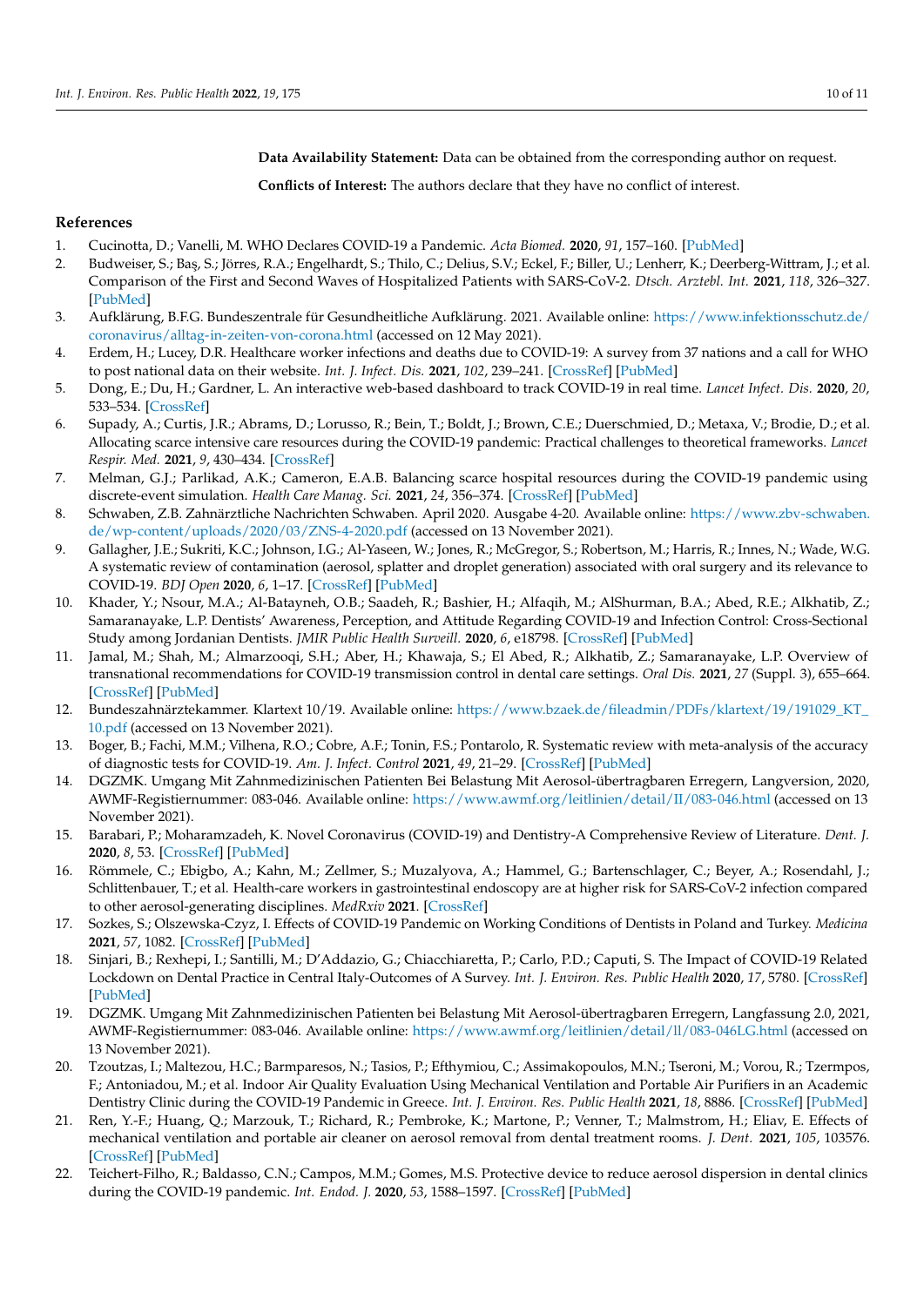**Data Availability Statement:** Data can be obtained from the corresponding author on request.

**Conflicts of Interest:** The authors declare that they have no conflict of interest.

## References

1. Cucinotta, D.; Vanelli, M. WHO Declares COVID-19 a Pandemic. *Acta Biomed.* **2020**, *91*, 157–160. [PubMed]
2. Budweiser, S.; Baş, S.; Jörres, R.A.; Engelhardt, S.; Thilo, C.; Delius, S.V.; Eckel, F.; Biller, U.; Lenherr, K.; Deerberg-Wittram, J.; et al. Comparison of the First and Second Waves of Hospitalized Patients with SARS-CoV-2. *Dtsch. Arztebl. Int.* **2021**, *118*, 326–327. [PubMed]
3. Aufklärung, B.F.G. Bundeszentrale für Gesundheitliche Aufklärung. 2021. Available online: https://www.infektionsschutz.de/coronavirus/alltag-in-zeiten-von-corona.html (accessed on 12 May 2021).
4. Erdem, H.; Lucey, D.R. Healthcare worker infections and deaths due to COVID-19: A survey from 37 nations and a call for WHO to post national data on their website. *Int. J. Infect. Dis.* **2021**, *102*, 239–241. [CrossRef] [PubMed]
5. Dong, E.; Du, H.; Gardner, L. An interactive web-based dashboard to track COVID-19 in real time. *Lancet Infect. Dis.* **2020**, *20*, 533–534. [CrossRef]
6. Supady, A.; Curtis, J.R.; Abrams, D.; Lorusso, R.; Bein, T.; Boldt, J.; Brown, C.E.; Duerschmied, D.; Metaxa, V.; Brodie, D.; et al. Allocating scarce intensive care resources during the COVID-19 pandemic: Practical challenges to theoretical frameworks. *Lancet Respir. Med.* **2021**, *9*, 430–434. [CrossRef]
7. Melman, G.J.; Parlikad, A.K.; Cameron, E.A.B. Balancing scarce hospital resources during the COVID-19 pandemic using discrete-event simulation. *Health Care Manag. Sci.* **2021**, *24*, 356–374. [CrossRef] [PubMed]
8. Schwaben, Z.B. Zahnärztliche Nachrichten Schwaben. April 2020. Ausgabe 4-20. Available online: https://www.zbv-schwaben.de/wp-content/uploads/2020/03/ZNS-4-2020.pdf (accessed on 13 November 2021).
9. Gallagher, J.E.; Sukriti, K.C.; Johnson, I.G.; Al-Yaseen, W.; Jones, R.; McGregor, S.; Robertson, M.; Harris, R.; Innes, N.; Wade, W.G. A systematic review of contamination (aerosol, splatter and droplet generation) associated with oral surgery and its relevance to COVID-19. *BDJ Open* **2020**, *6*, 1–17. [CrossRef] [PubMed]
10. Khader, Y.; Nsour, M.A.; Al-Batayneh, O.B.; Saadeh, R.; Bashier, H.; Alfaqih, M.; AlShurman, B.A.; Abed, R.E.; Alkhatib, Z.; Samaranayake, L.P. Dentists' Awareness, Perception, and Attitude Regarding COVID-19 and Infection Control: Cross-Sectional Study among Jordanian Dentists. *JMIR Public Health Surveill.* **2020**, *6*, e18798. [CrossRef] [PubMed]
11. Jamal, M.; Shah, M.; Almarzooqi, S.H.; Aber, H.; Khawaja, S.; El Abed, R.; Alkhatib, Z.; Samaranayake, L.P. Overview of transnational recommendations for COVID-19 transmission control in dental care settings. *Oral Dis.* **2021**, *27* (Suppl. 3), 655–664. [CrossRef] [PubMed]
12. Bundeszahnärztekammer. Klartext 10/19. Available online: https://www.bzaek.de/fileadmin/PDFs/klartext/19/191029_KT_10.pdf (accessed on 13 November 2021).
13. Boger, B.; Fachi, M.M.; Vilhena, R.O.; Cobre, A.F.; Tonin, F.S.; Pontarolo, R. Systematic review with meta-analysis of the accuracy of diagnostic tests for COVID-19. *Am. J. Infect. Control* **2021**, *49*, 21–29. [CrossRef] [PubMed]
14. DGZMK. Umgang Mit Zahnmedizinischen Patienten Bei Belastung Mit Aerosol-übertragbaren Erregern, Langversion, 2020, AWMF-Registiernummer: 083-046. Available online: https://www.awmf.org/leitlinien/detail/II/083-046.html (accessed on 13 November 2021).
15. Barabari, P.; Moharamzadeh, K. Novel Coronavirus (COVID-19) and Dentistry-A Comprehensive Review of Literature. *Dent. J.* **2020**, *8*, 53. [CrossRef] [PubMed]
16. Römmele, C.; Ebigbo, A.; Kahn, M.; Zellmer, S.; Muzalyova, A.; Hammel, G.; Bartenschlager, C.; Beyer, A.; Rosendahl, J.; Schlittenbauer, T.; et al. Health-care workers in gastrointestinal endoscopy are at higher risk for SARS-CoV-2 infection compared to other aerosol-generating disciplines. *MedRxiv* **2021**. [CrossRef]
17. Sozkes, S.; Olszewska-Czyz, I. Effects of COVID-19 Pandemic on Working Conditions of Dentists in Poland and Turkey. *Medicina* **2021**, *57*, 1082. [CrossRef] [PubMed]
18. Sinjari, B.; Rexhepi, I.; Santilli, M.; D'Addazio, G.; Chiacchiaretta, P.; Carlo, P.D.; Caputi, S. The Impact of COVID-19 Related Lockdown on Dental Practice in Central Italy-Outcomes of A Survey. *Int. J. Environ. Res. Public Health* **2020**, *17*, 5780. [CrossRef] [PubMed]
19. DGZMK. Umgang Mit Zahnmedizinischen Patienten bei Belastung Mit Aerosol-übertragbaren Erregern, Langfassung 2.0, 2021, AWMF-Registiernummer: 083-046. Available online: https://www.awmf.org/leitlinien/detail/ll/083-046LG.html (accessed on 13 November 2021).
20. Tzoutzas, I.; Maltezou, H.C.; Barmparesos, N.; Tasios, P.; Efthymiou, C.; Assimakopoulos, M.N.; Tseroni, M.; Vorou, R.; Tzermpos, F.; Antoniadou, M.; et al. Indoor Air Quality Evaluation Using Mechanical Ventilation and Portable Air Purifiers in an Academic Dentistry Clinic during the COVID-19 Pandemic in Greece. *Int. J. Environ. Res. Public Health* **2021**, *18*, 8886. [CrossRef] [PubMed]
21. Ren, Y.-F.; Huang, Q.; Marzouk, T.; Richard, R.; Pembroke, K.; Martone, P.; Venner, T.; Malmstrom, H.; Eliav, E. Effects of mechanical ventilation and portable air cleaner on aerosol removal from dental treatment rooms. *J. Dent.* **2021**, *105*, 103576. [CrossRef] [PubMed]
22. Teichert-Filho, R.; Baldasso, C.N.; Campos, M.M.; Gomes, M.S. Protective device to reduce aerosol dispersion in dental clinics during the COVID-19 pandemic. *Int. Endod. J.* **2020**, *53*, 1588–1597. [CrossRef] [PubMed]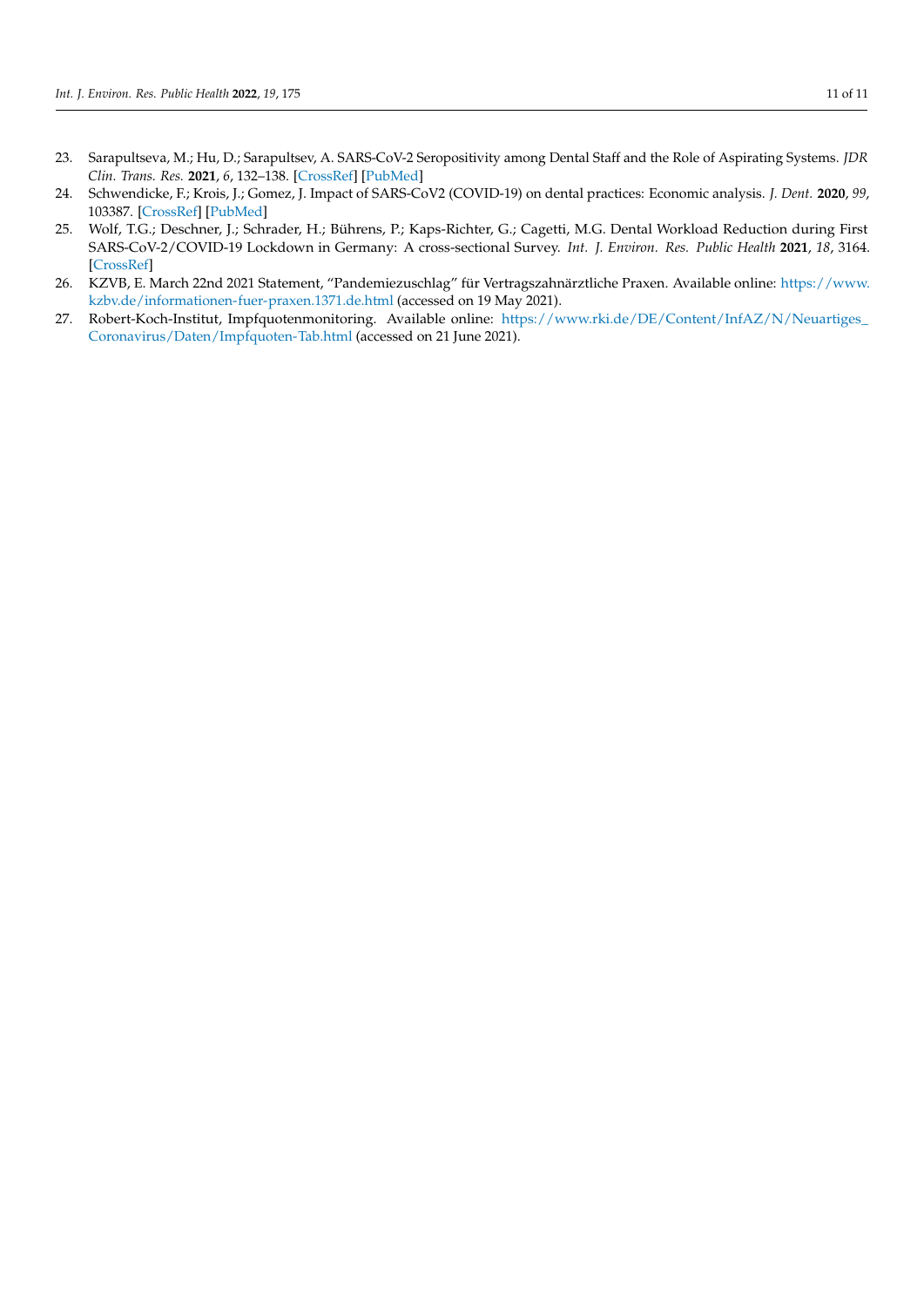23. Sarapultseva, M.; Hu, D.; Sarapultsev, A. SARS-CoV-2 Seropositivity among Dental Staff and the Role of Aspirating Systems. *JDR Clin. Trans. Res.* **2021**, *6*, 132–138. [CrossRef] [PubMed]
24. Schwendicke, F.; Krois, J.; Gomez, J. Impact of SARS-CoV2 (COVID-19) on dental practices: Economic analysis. *J. Dent.* **2020**, *99*, 103387. [CrossRef] [PubMed]
25. Wolf, T.G.; Deschner, J.; Schrader, H.; Bührens, P.; Kaps-Richter, G.; Cagetti, M.G. Dental Workload Reduction during First SARS-CoV-2/COVID-19 Lockdown in Germany: A cross-sectional Survey. *Int. J. Environ. Res. Public Health* **2021**, *18*, 3164. [CrossRef]
26. KZVB, E. March 22nd 2021 Statement, "Pandemiezuschlag" für Vertragszahnärztliche Praxen. Available online: https://www.kzbv.de/informationen-fuer-praxen.1371.de.html (accessed on 19 May 2021).
27. Robert-Koch-Institut, Impfquotenmonitoring. Available online: https://www.rki.de/DE/Content/InfAZ/N/Neuartiges_Coronavirus/Daten/Impfquoten-Tab.html (accessed on 21 June 2021).